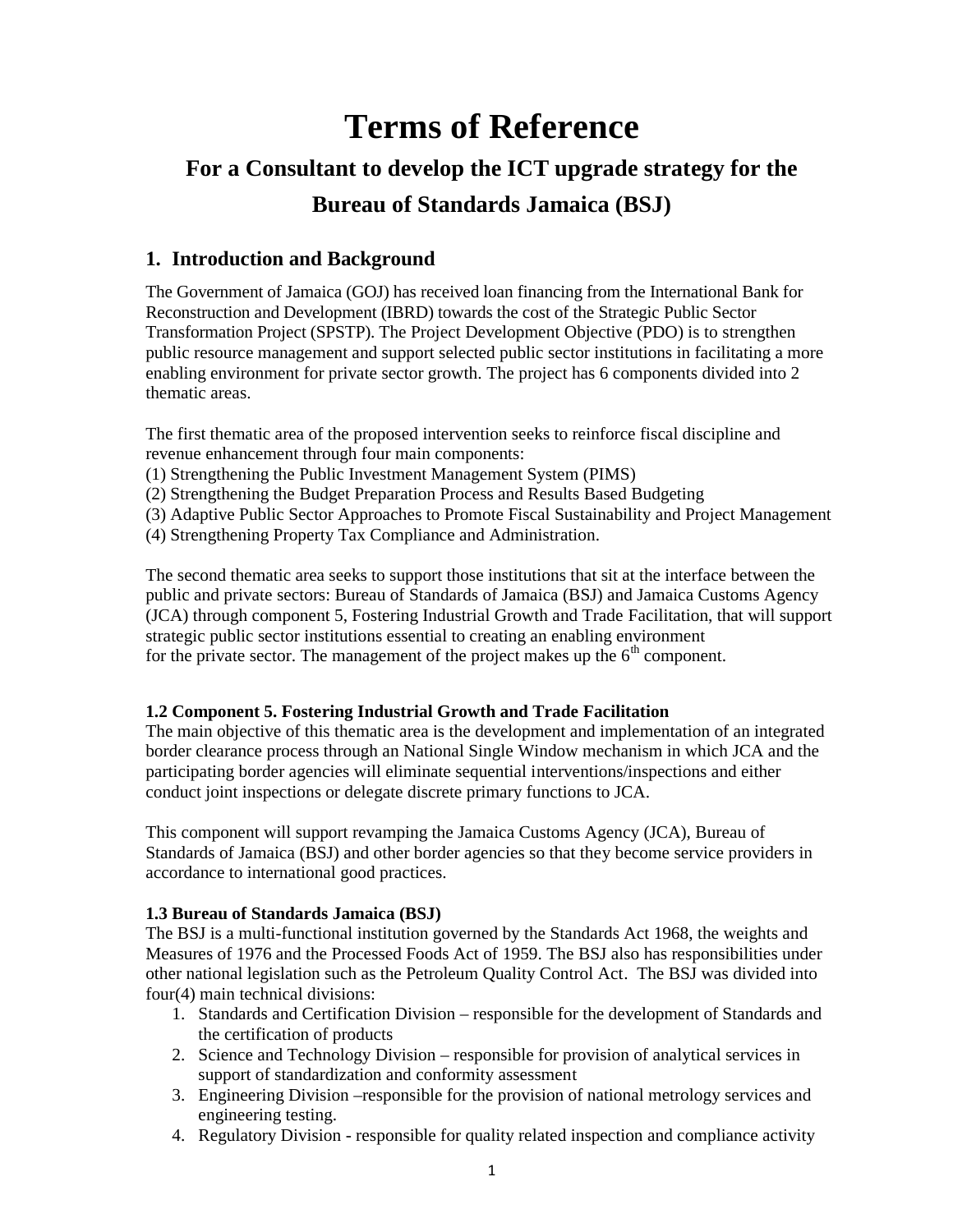# Terms of Reference

## For a Consultant to develop the ICT upgrade strategy for the Bureau of Standards Jamaica (BSJ)

## 1. Introduction and Background

The Government of Jamaica (GOJ) has received loan financing from the International Bank for Reconstruction and Development (IBRD) towards the cost of the Strategic Public Sector Transformation Project (SPSTP). The Project Development Objective (PDO) is to strengthen public resource management and support selected public sector institutions in facilitating a more enabling environment for private sector growth. The project has 6 components divided into 2 thematic areas.

The first thematic area of the proposed intervention seeks to reinforce fiscal discipline and revenue enhancement through four main components:
(1) Strengthening the Public Investment Management System (PIMS)
(2) Strengthening the Budget Preparation Process and Results Based Budgeting
(3) Adaptive Public Sector Approaches to Promote Fiscal Sustainability and Project Management
(4) Strengthening Property Tax Compliance and Administration.

The second thematic area seeks to support those institutions that sit at the interface between the public and private sectors: Bureau of Standards of Jamaica (BSJ) and Jamaica Customs Agency (JCA) through component 5, Fostering Industrial Growth and Trade Facilitation, that will support strategic public sector institutions essential to creating an enabling environment for the private sector. The management of the project makes up the 6th component.

### 1.2 Component 5. Fostering Industrial Growth and Trade Facilitation

The main objective of this thematic area is the development and implementation of an integrated border clearance process through an National Single Window mechanism in which JCA and the participating border agencies will eliminate sequential interventions/inspections and either conduct joint inspections or delegate discrete primary functions to JCA.

This component will support revamping the Jamaica Customs Agency (JCA), Bureau of Standards of Jamaica (BSJ) and other border agencies so that they become service providers in accordance to international good practices.

### 1.3 Bureau of Standards Jamaica (BSJ)

The BSJ is a multi-functional institution governed by the Standards Act 1968, the weights and Measures of 1976 and the Processed Foods Act of 1959. The BSJ also has responsibilities under other national legislation such as the Petroleum Quality Control Act. The BSJ was divided into four(4) main technical divisions:

1. Standards and Certification Division – responsible for the development of Standards and the certification of products
2. Science and Technology Division – responsible for provision of analytical services in support of standardization and conformity assessment
3. Engineering Division –responsible for the provision of national metrology services and engineering testing.
4. Regulatory Division - responsible for quality related inspection and compliance activity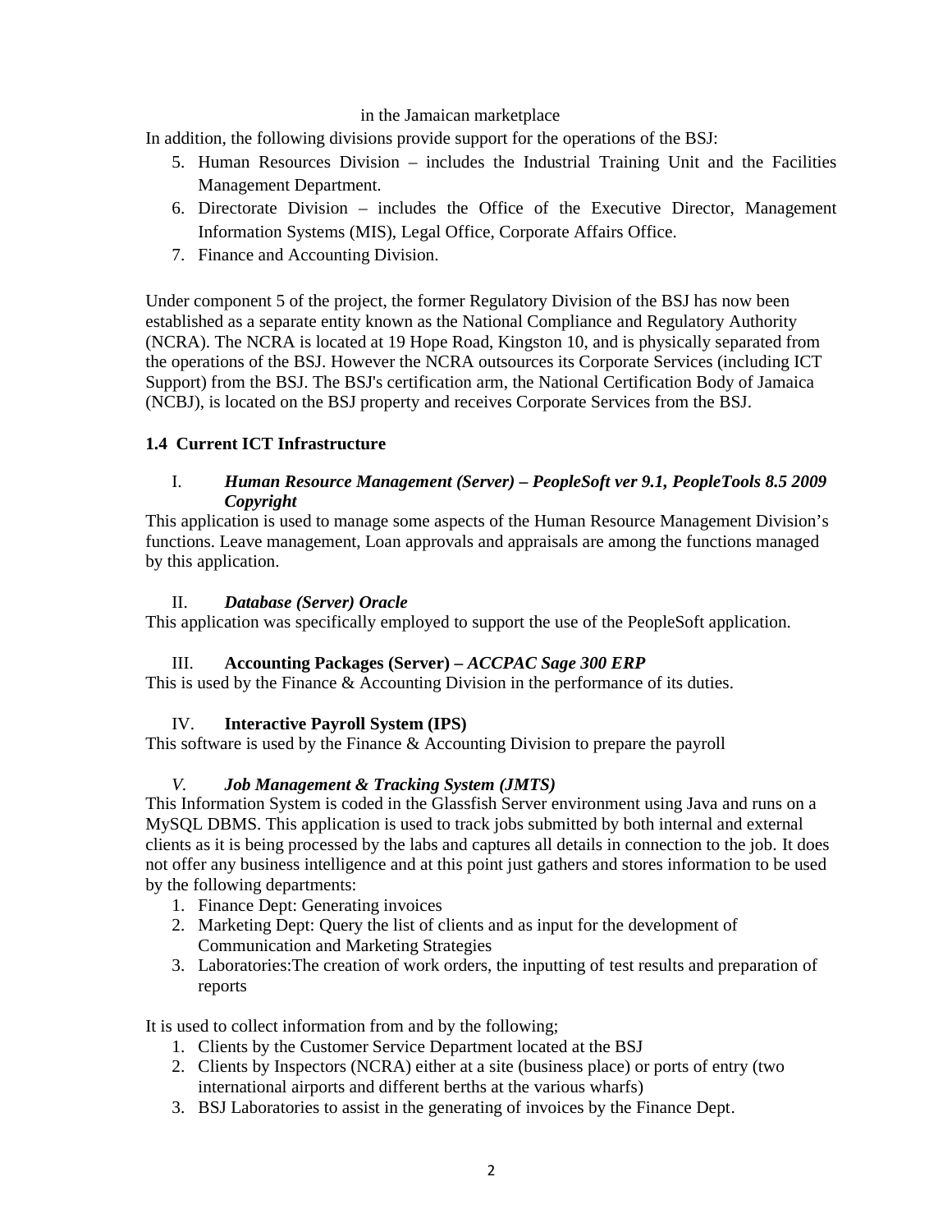in the Jamaican marketplace

In addition, the following divisions provide support for the operations of the BSJ:

5. Human Resources Division – includes the Industrial Training Unit and the Facilities Management Department.
6. Directorate Division – includes the Office of the Executive Director, Management Information Systems (MIS), Legal Office, Corporate Affairs Office.
7. Finance and Accounting Division.

Under component 5 of the project, the former Regulatory Division of the BSJ has now been established as a separate entity known as the National Compliance and Regulatory Authority (NCRA). The NCRA is located at 19 Hope Road, Kingston 10, and is physically separated from the operations of the BSJ. However the NCRA outsources its Corporate Services (including ICT Support) from the BSJ. The BSJ's certification arm, the National Certification Body of Jamaica (NCBJ), is located on the BSJ property and receives Corporate Services from the BSJ.

### 1.4 Current ICT Infrastructure

I. ***Human Resource Management (Server) – PeopleSoft ver 9.1, PeopleTools 8.5 2009 Copyright***

This application is used to manage some aspects of the Human Resource Management Division's functions. Leave management, Loan approvals and appraisals are among the functions managed by this application.

II. ***Database (Server) Oracle***

This application was specifically employed to support the use of the PeopleSoft application.

III. **Accounting Packages (Server) –** ***ACCPAC Sage 300 ERP***

This is used by the Finance & Accounting Division in the performance of its duties.

IV. **Interactive Payroll System (IPS)**

This software is used by the Finance & Accounting Division to prepare the payroll

*V.* ***Job Management & Tracking System (JMTS)***

This Information System is coded in the Glassfish Server environment using Java and runs on a MySQL DBMS. This application is used to track jobs submitted by both internal and external clients as it is being processed by the labs and captures all details in connection to the job. It does not offer any business intelligence and at this point just gathers and stores information to be used by the following departments:

1. Finance Dept: Generating invoices
2. Marketing Dept: Query the list of clients and as input for the development of Communication and Marketing Strategies
3. Laboratories:The creation of work orders, the inputting of test results and preparation of reports

It is used to collect information from and by the following;

1. Clients by the Customer Service Department located at the BSJ
2. Clients by Inspectors (NCRA) either at a site (business place) or ports of entry (two international airports and different berths at the various wharfs)
3. BSJ Laboratories to assist in the generating of invoices by the Finance Dept.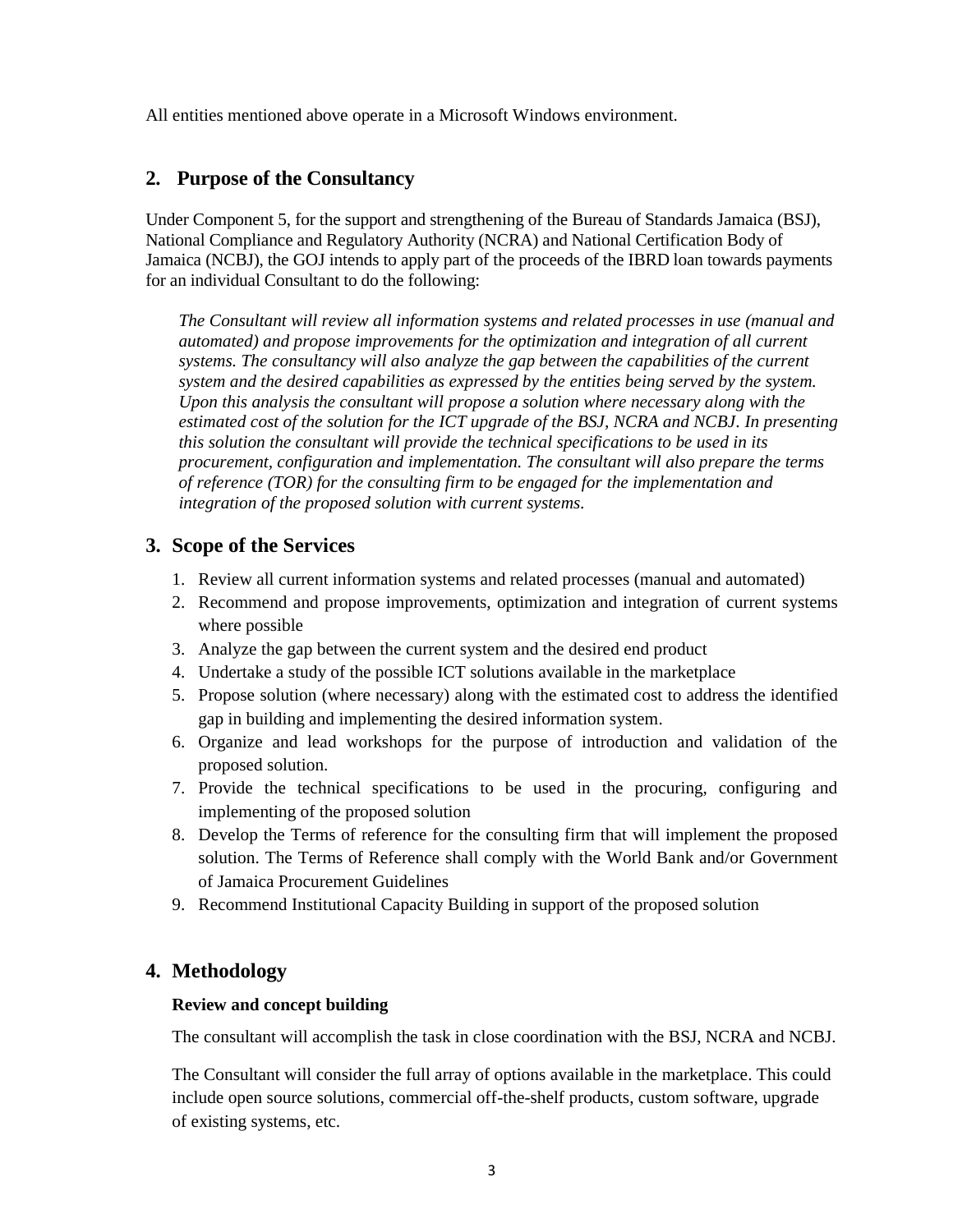All entities mentioned above operate in a Microsoft Windows environment.

## 2. Purpose of the Consultancy

Under Component 5, for the support and strengthening of the Bureau of Standards Jamaica (BSJ), National Compliance and Regulatory Authority (NCRA) and National Certification Body of Jamaica (NCBJ), the GOJ intends to apply part of the proceeds of the IBRD loan towards payments for an individual Consultant to do the following:

> *The Consultant will review all information systems and related processes in use (manual and automated) and propose improvements for the optimization and integration of all current systems. The consultancy will also analyze the gap between the capabilities of the current system and the desired capabilities as expressed by the entities being served by the system. Upon this analysis the consultant will propose a solution where necessary along with the estimated cost of the solution for the ICT upgrade of the BSJ, NCRA and NCBJ. In presenting this solution the consultant will provide the technical specifications to be used in its procurement, configuration and implementation. The consultant will also prepare the terms of reference (TOR) for the consulting firm to be engaged for the implementation and integration of the proposed solution with current systems.*

## 3. Scope of the Services

1. Review all current information systems and related processes (manual and automated)
2. Recommend and propose improvements, optimization and integration of current systems where possible
3. Analyze the gap between the current system and the desired end product
4. Undertake a study of the possible ICT solutions available in the marketplace
5. Propose solution (where necessary) along with the estimated cost to address the identified gap in building and implementing the desired information system.
6. Organize and lead workshops for the purpose of introduction and validation of the proposed solution.
7. Provide the technical specifications to be used in the procuring, configuring and implementing of the proposed solution
8. Develop the Terms of reference for the consulting firm that will implement the proposed solution. The Terms of Reference shall comply with the World Bank and/or Government of Jamaica Procurement Guidelines
9. Recommend Institutional Capacity Building in support of the proposed solution

## 4. Methodology

**Review and concept building**

The consultant will accomplish the task in close coordination with the BSJ, NCRA and NCBJ.

The Consultant will consider the full array of options available in the marketplace. This could include open source solutions, commercial off-the-shelf products, custom software, upgrade of existing systems, etc.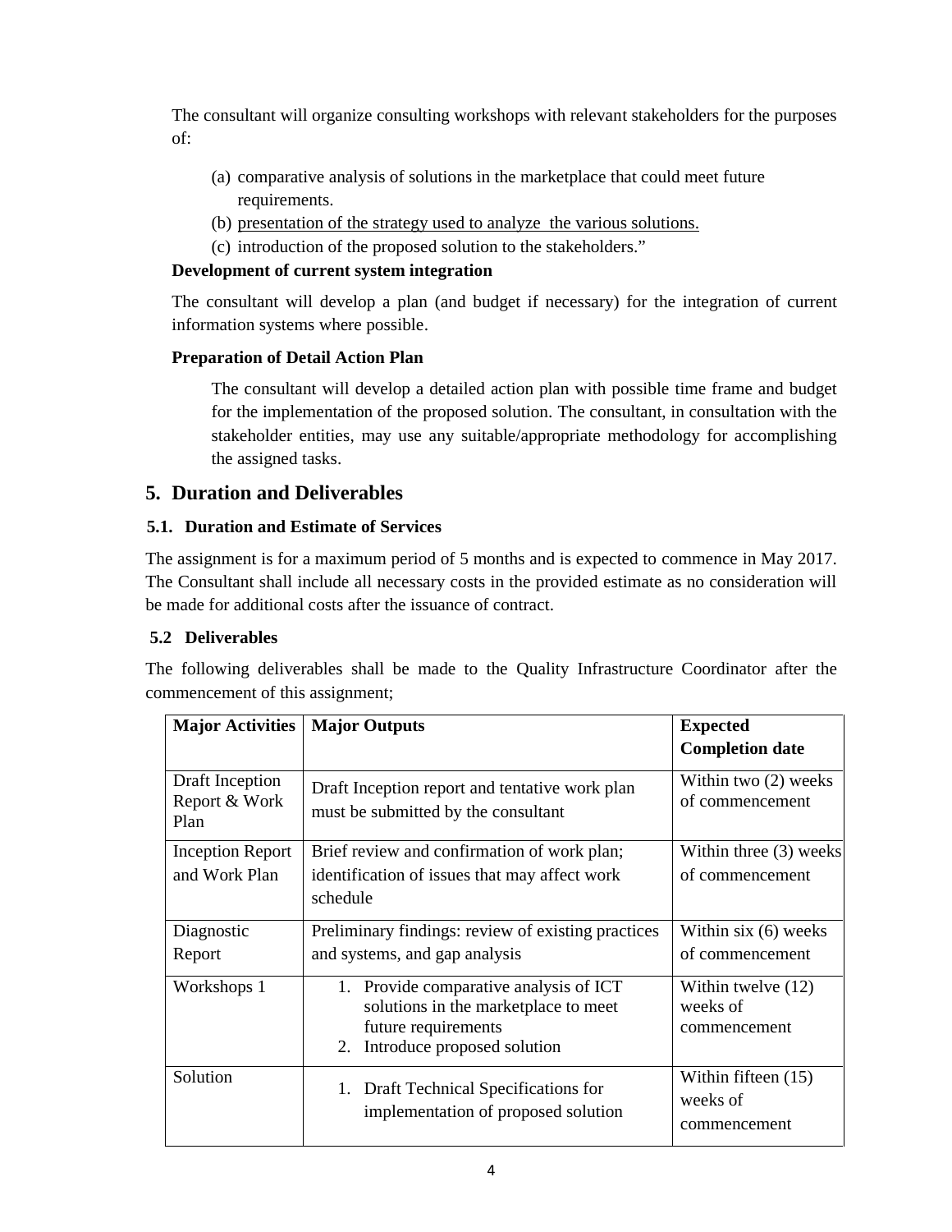The consultant will organize consulting workshops with relevant stakeholders for the purposes of:

(a) comparative analysis of solutions in the marketplace that could meet future requirements.
(b) presentation of the strategy used to analyze the various solutions.
(c) introduction of the proposed solution to the stakeholders."

**Development of current system integration**

The consultant will develop a plan (and budget if necessary) for the integration of current information systems where possible.

**Preparation of Detail Action Plan**

The consultant will develop a detailed action plan with possible time frame and budget for the implementation of the proposed solution. The consultant, in consultation with the stakeholder entities, may use any suitable/appropriate methodology for accomplishing the assigned tasks.

## 5. Duration and Deliverables

### 5.1. Duration and Estimate of Services

The assignment is for a maximum period of 5 months and is expected to commence in May 2017. The Consultant shall include all necessary costs in the provided estimate as no consideration will be made for additional costs after the issuance of contract.

### 5.2 Deliverables

The following deliverables shall be made to the Quality Infrastructure Coordinator after the commencement of this assignment;

| Major Activities | Major Outputs | Expected Completion date |
|---|---|---|
| Draft Inception Report & Work Plan | Draft Inception report and tentative work plan must be submitted by the consultant | Within two (2) weeks of commencement |
| Inception Report and Work Plan | Brief review and confirmation of work plan; identification of issues that may affect work schedule | Within three (3) weeks of commencement |
| Diagnostic Report | Preliminary findings: review of existing practices and systems, and gap analysis | Within six (6) weeks of commencement |
| Workshops 1 | 1. Provide comparative analysis of ICT solutions in the marketplace to meet future requirements 2. Introduce proposed solution | Within twelve (12) weeks of commencement |
| Solution | 1. Draft Technical Specifications for implementation of proposed solution | Within fifteen (15) weeks of commencement |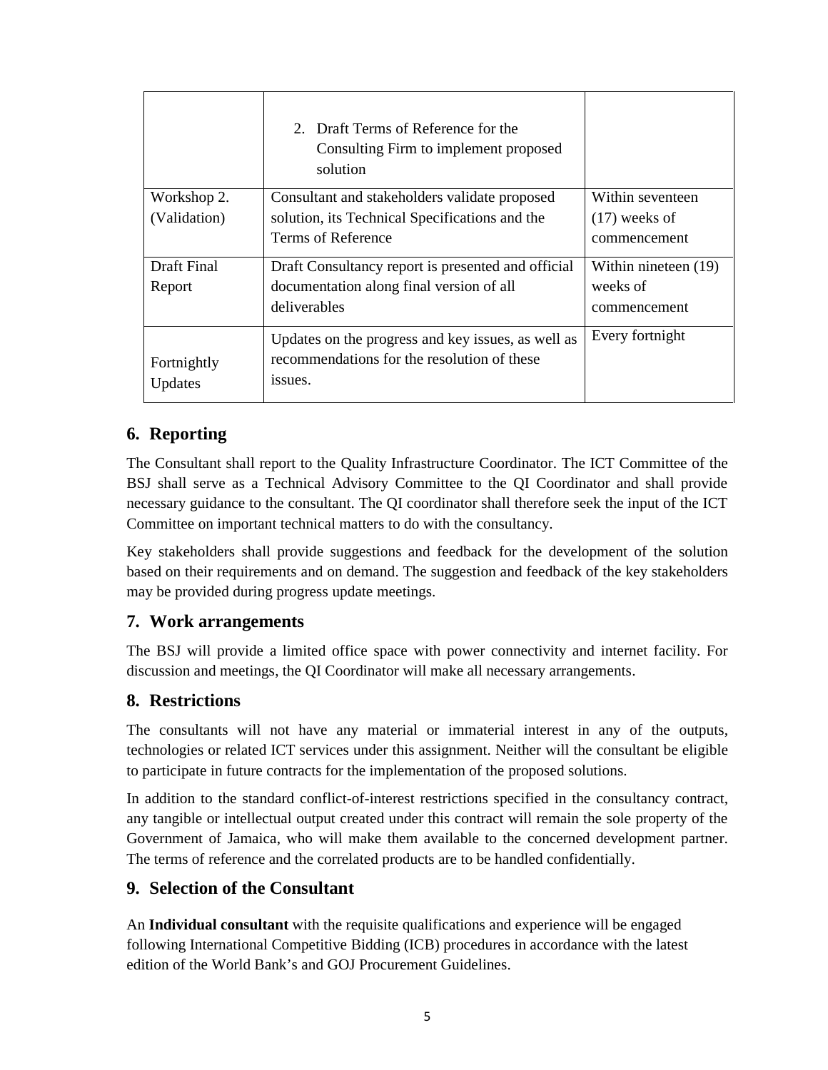| | | |
|---|---|---|
| | 2. Draft Terms of Reference for the Consulting Firm to implement proposed solution | |
| Workshop 2. (Validation) | Consultant and stakeholders validate proposed solution, its Technical Specifications and the Terms of Reference | Within seventeen (17) weeks of commencement |
| Draft Final Report | Draft Consultancy report is presented and official documentation along final version of all deliverables | Within nineteen (19) weeks of commencement |
| Fortnightly Updates | Updates on the progress and key issues, as well as recommendations for the resolution of these issues. | Every fortnight |

## 6. Reporting

The Consultant shall report to the Quality Infrastructure Coordinator. The ICT Committee of the BSJ shall serve as a Technical Advisory Committee to the QI Coordinator and shall provide necessary guidance to the consultant. The QI coordinator shall therefore seek the input of the ICT Committee on important technical matters to do with the consultancy.

Key stakeholders shall provide suggestions and feedback for the development of the solution based on their requirements and on demand. The suggestion and feedback of the key stakeholders may be provided during progress update meetings.

## 7. Work arrangements

The BSJ will provide a limited office space with power connectivity and internet facility. For discussion and meetings, the QI Coordinator will make all necessary arrangements.

## 8. Restrictions

The consultants will not have any material or immaterial interest in any of the outputs, technologies or related ICT services under this assignment. Neither will the consultant be eligible to participate in future contracts for the implementation of the proposed solutions.

In addition to the standard conflict-of-interest restrictions specified in the consultancy contract, any tangible or intellectual output created under this contract will remain the sole property of the Government of Jamaica, who will make them available to the concerned development partner. The terms of reference and the correlated products are to be handled confidentially.

## 9. Selection of the Consultant

An **Individual consultant** with the requisite qualifications and experience will be engaged following International Competitive Bidding (ICB) procedures in accordance with the latest edition of the World Bank's and GOJ Procurement Guidelines.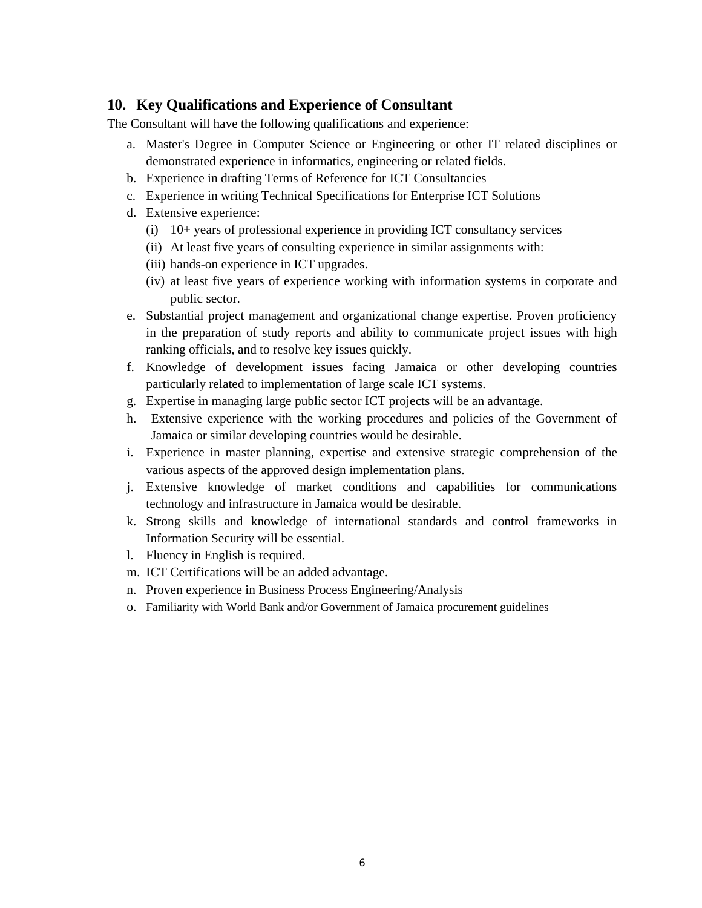## 10. Key Qualifications and Experience of Consultant

The Consultant will have the following qualifications and experience:

a. Master's Degree in Computer Science or Engineering or other IT related disciplines or demonstrated experience in informatics, engineering or related fields.
b. Experience in drafting Terms of Reference for ICT Consultancies
c. Experience in writing Technical Specifications for Enterprise ICT Solutions
d. Extensive experience:
   (i) 10+ years of professional experience in providing ICT consultancy services
   (ii) At least five years of consulting experience in similar assignments with:
   (iii) hands-on experience in ICT upgrades.
   (iv) at least five years of experience working with information systems in corporate and public sector.
e. Substantial project management and organizational change expertise. Proven proficiency in the preparation of study reports and ability to communicate project issues with high ranking officials, and to resolve key issues quickly.
f. Knowledge of development issues facing Jamaica or other developing countries particularly related to implementation of large scale ICT systems.
g. Expertise in managing large public sector ICT projects will be an advantage.
h. Extensive experience with the working procedures and policies of the Government of Jamaica or similar developing countries would be desirable.
i. Experience in master planning, expertise and extensive strategic comprehension of the various aspects of the approved design implementation plans.
j. Extensive knowledge of market conditions and capabilities for communications technology and infrastructure in Jamaica would be desirable.
k. Strong skills and knowledge of international standards and control frameworks in Information Security will be essential.
l. Fluency in English is required.
m. ICT Certifications will be an added advantage.
n. Proven experience in Business Process Engineering/Analysis
o. Familiarity with World Bank and/or Government of Jamaica procurement guidelines